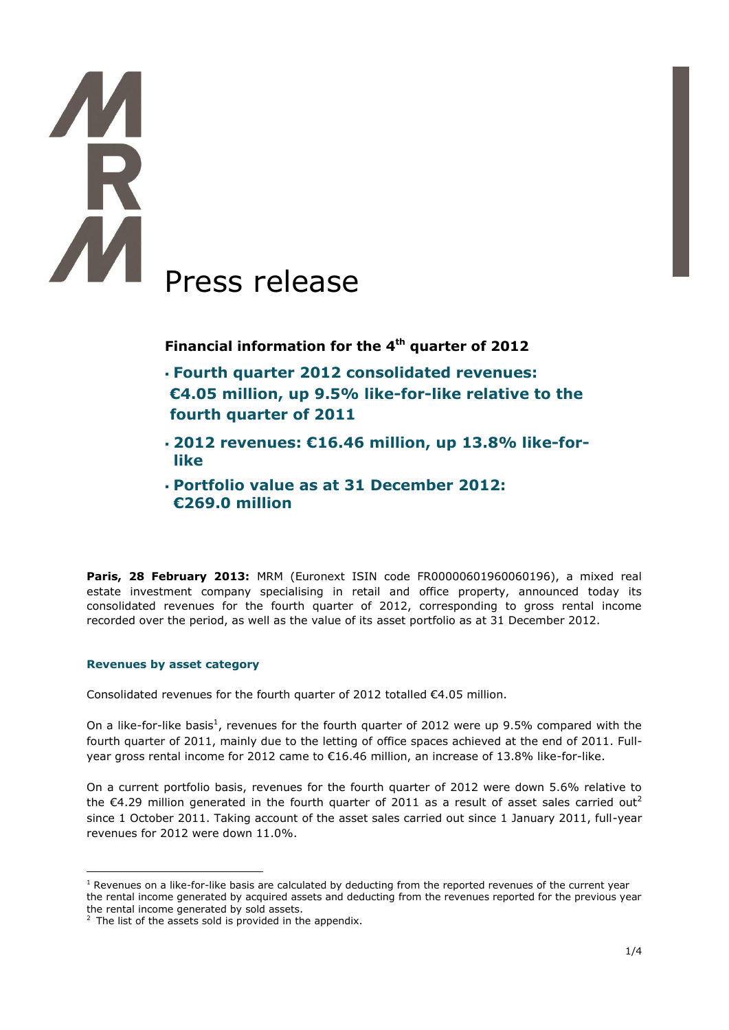# Press release

## Financial information for the 4th quarter of 2012

- **Fourth quarter 2012 consolidated revenues: €4.05 million, up 9.5% like-for-like relative to the fourth quarter of 2011**
- **2012 revenues: €16.46 million, up 13.8% like-for-like**
- **Portfolio value as at 31 December 2012: €269.0 million**

**Paris, 28 February 2013:** MRM (Euronext ISIN code FR00000601960060196), a mixed real estate investment company specialising in retail and office property, announced today its consolidated revenues for the fourth quarter of 2012, corresponding to gross rental income recorded over the period, as well as the value of its asset portfolio as at 31 December 2012.

### Revenues by asset category

Consolidated revenues for the fourth quarter of 2012 totalled €4.05 million.

On a like-for-like basis[1], revenues for the fourth quarter of 2012 were up 9.5% compared with the fourth quarter of 2011, mainly due to the letting of office spaces achieved at the end of 2011. Full-year gross rental income for 2012 came to €16.46 million, an increase of 13.8% like-for-like.

On a current portfolio basis, revenues for the fourth quarter of 2012 were down 5.6% relative to the €4.29 million generated in the fourth quarter of 2011 as a result of asset sales carried out[2] since 1 October 2011. Taking account of the asset sales carried out since 1 January 2011, full-year revenues for 2012 were down 11.0%.

[1] Revenues on a like-for-like basis are calculated by deducting from the reported revenues of the current year the rental income generated by acquired assets and deducting from the revenues reported for the previous year the rental income generated by sold assets.

[2] The list of the assets sold is provided in the appendix.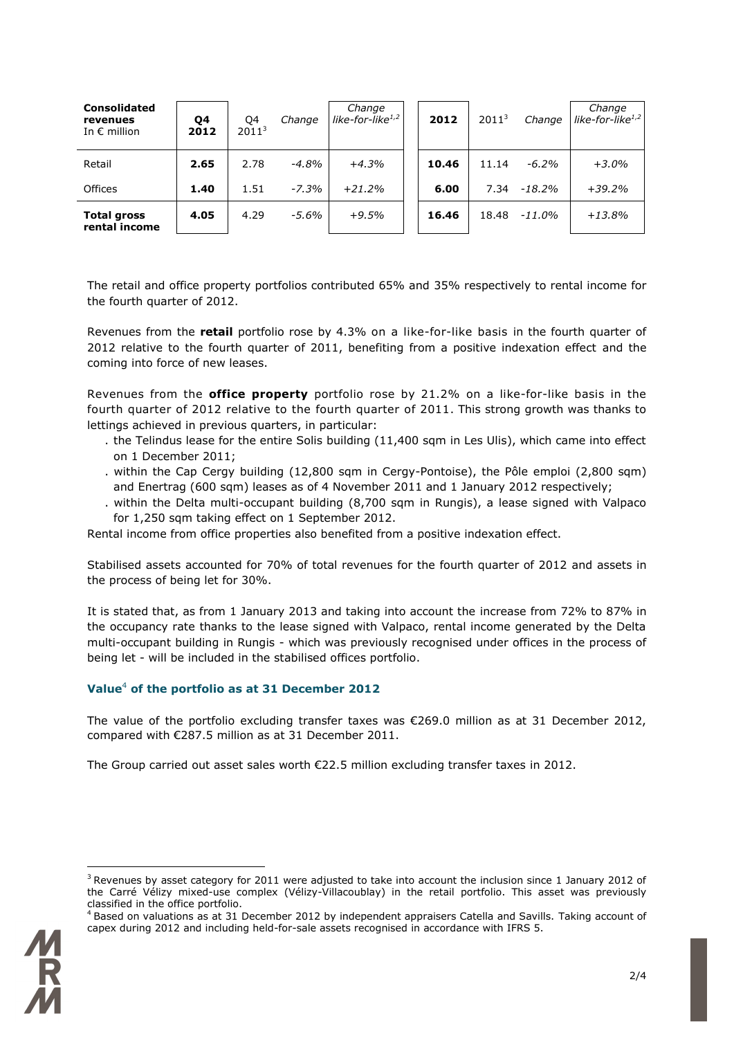| **Consolidated revenues** In € million | **Q4 2012** | Q4 2011[3] | *Change* | *Change like-for-like[1,2]* | **2012** | 2011[3] | *Change* | *Change like-for-like[1,2]* |
|---|---|---|---|---|---|---|---|---|
| Retail | **2.65** | 2.78 | *-4.8%* | *+4.3%* | **10.46** | 11.14 | *-6.2%* | *+3.0%* |
| Offices | **1.40** | 1.51 | *-7.3%* | *+21.2%* | **6.00** | 7.34 | *-18.2%* | *+39.2%* |
| **Total gross rental income** | **4.05** | 4.29 | *-5.6%* | *+9.5%* | **16.46** | 18.48 | *-11.0%* | *+13.8%* |

The retail and office property portfolios contributed 65% and 35% respectively to rental income for the fourth quarter of 2012.

Revenues from the **retail** portfolio rose by 4.3% on a like-for-like basis in the fourth quarter of 2012 relative to the fourth quarter of 2011, benefiting from a positive indexation effect and the coming into force of new leases.

Revenues from the **office property** portfolio rose by 21.2% on a like-for-like basis in the fourth quarter of 2012 relative to the fourth quarter of 2011. This strong growth was thanks to lettings achieved in previous quarters, in particular:

. the Telindus lease for the entire Solis building (11,400 sqm in Les Ulis), which came into effect on 1 December 2011;
. within the Cap Cergy building (12,800 sqm in Cergy-Pontoise), the Pôle emploi (2,800 sqm) and Enertrag (600 sqm) leases as of 4 November 2011 and 1 January 2012 respectively;
. within the Delta multi-occupant building (8,700 sqm in Rungis), a lease signed with Valpaco for 1,250 sqm taking effect on 1 September 2012.

Rental income from office properties also benefited from a positive indexation effect.

Stabilised assets accounted for 70% of total revenues for the fourth quarter of 2012 and assets in the process of being let for 30%.

It is stated that, as from 1 January 2013 and taking into account the increase from 72% to 87% in the occupancy rate thanks to the lease signed with Valpaco, rental income generated by the Delta multi-occupant building in Rungis - which was previously recognised under offices in the process of being let - will be included in the stabilised offices portfolio.

### Value[4] of the portfolio as at 31 December 2012

The value of the portfolio excluding transfer taxes was €269.0 million as at 31 December 2012, compared with €287.5 million as at 31 December 2011.

The Group carried out asset sales worth €22.5 million excluding transfer taxes in 2012.

---

[3] Revenues by asset category for 2011 were adjusted to take into account the inclusion since 1 January 2012 of the Carré Vélizy mixed-use complex (Vélizy-Villacoublay) in the retail portfolio. This asset was previously classified in the office portfolio.

[4] Based on valuations as at 31 December 2012 by independent appraisers Catella and Savills. Taking account of capex during 2012 and including held-for-sale assets recognised in accordance with IFRS 5.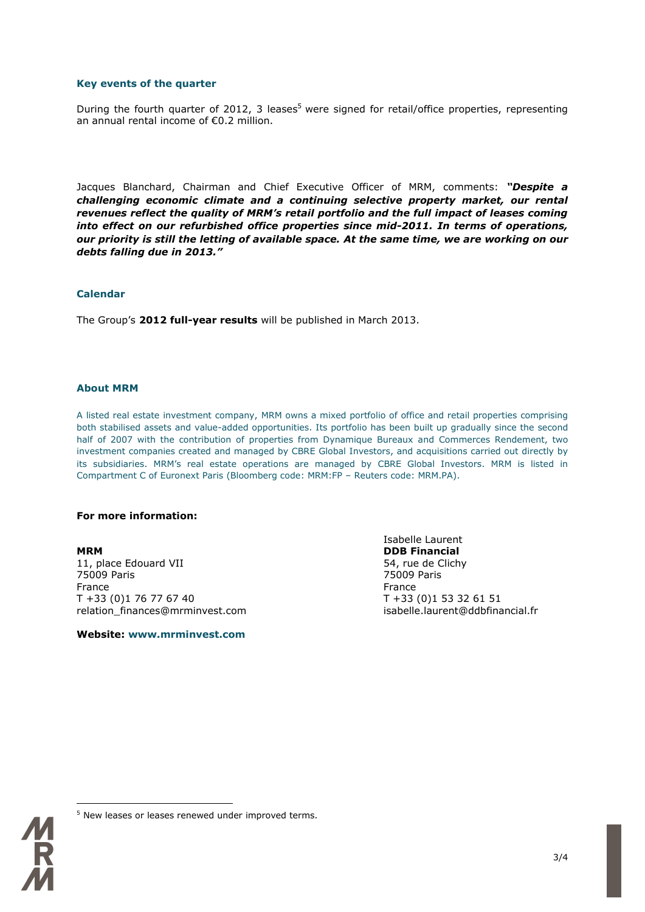### Key events of the quarter

During the fourth quarter of 2012, 3 leases[5] were signed for retail/office properties, representing an annual rental income of €0.2 million.

Jacques Blanchard, Chairman and Chief Executive Officer of MRM, comments: ***"Despite a challenging economic climate and a continuing selective property market, our rental revenues reflect the quality of MRM's retail portfolio and the full impact of leases coming into effect on our refurbished office properties since mid-2011. In terms of operations, our priority is still the letting of available space. At the same time, we are working on our debts falling due in 2013."***

### Calendar

The Group's **2012 full-year results** will be published in March 2013.

### About MRM

A listed real estate investment company, MRM owns a mixed portfolio of office and retail properties comprising both stabilised assets and value-added opportunities. Its portfolio has been built up gradually since the second half of 2007 with the contribution of properties from Dynamique Bureaux and Commerces Rendement, two investment companies created and managed by CBRE Global Investors, and acquisitions carried out directly by its subsidiaries. MRM's real estate operations are managed by CBRE Global Investors. MRM is listed in Compartment C of Euronext Paris (Bloomberg code: MRM:FP – Reuters code: MRM.PA).

**For more information:**

**MRM**
11, place Edouard VII
75009 Paris
France
T +33 (0)1 76 77 67 40
relation_finances@mrminvest.com

Isabelle Laurent
**DDB Financial**
54, rue de Clichy
75009 Paris
France
T +33 (0)1 53 32 61 51
isabelle.laurent@ddbfinancial.fr

**Website: www.mrminvest.com**

[5] New leases or leases renewed under improved terms.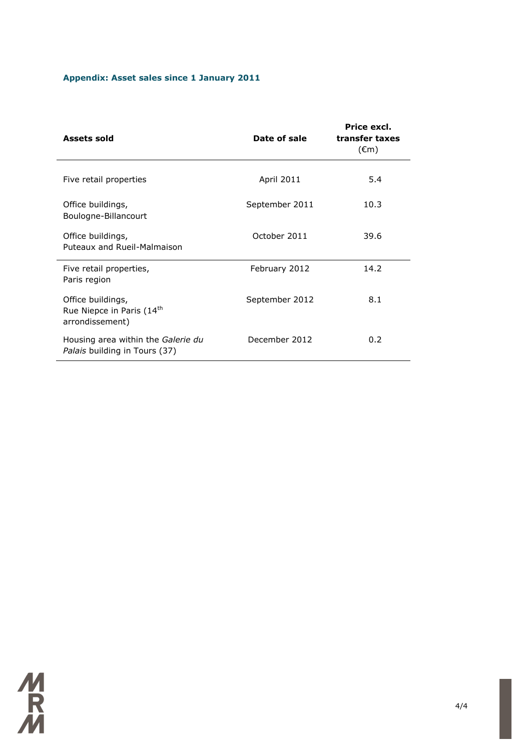### Appendix: Asset sales since 1 January 2011

| Assets sold | Date of sale | Price excl. transfer taxes (€m) |
|---|---|---|
| Five retail properties | April 2011 | 5.4 |
| Office buildings, Boulogne-Billancourt | September 2011 | 10.3 |
| Office buildings, Puteaux and Rueil-Malmaison | October 2011 | 39.6 |
| Five retail properties, Paris region | February 2012 | 14.2 |
| Office buildings, Rue Niepce in Paris (14th arrondissement) | September 2012 | 8.1 |
| Housing area within the *Galerie du Palais* building in Tours (37) | December 2012 | 0.2 |